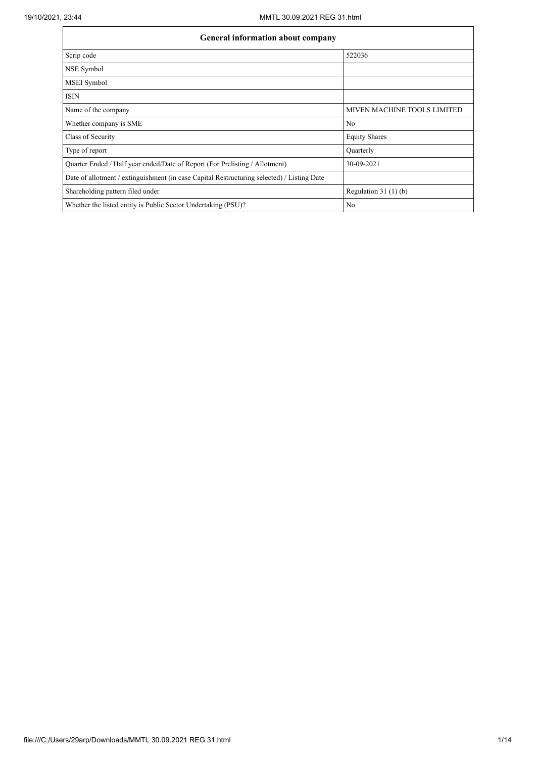| General information about company | |
|---|---|
| Scrip code | 522036 |
| NSE Symbol | |
| MSEI Symbol | |
| ISIN | |
| Name of the company | MIVEN MACHINE TOOLS LIMITED |
| Whether company is SME | No |
| Class of Security | Equity Shares |
| Type of report | Quarterly |
| Quarter Ended / Half year ended/Date of Report (For Prelisting / Allotment) | 30-09-2021 |
| Date of allotment / extinguishment (in case Capital Restructuring selected) / Listing Date | |
| Shareholding pattern filed under | Regulation 31 (1) (b) |
| Whether the listed entity is Public Sector Undertaking (PSU)? | No |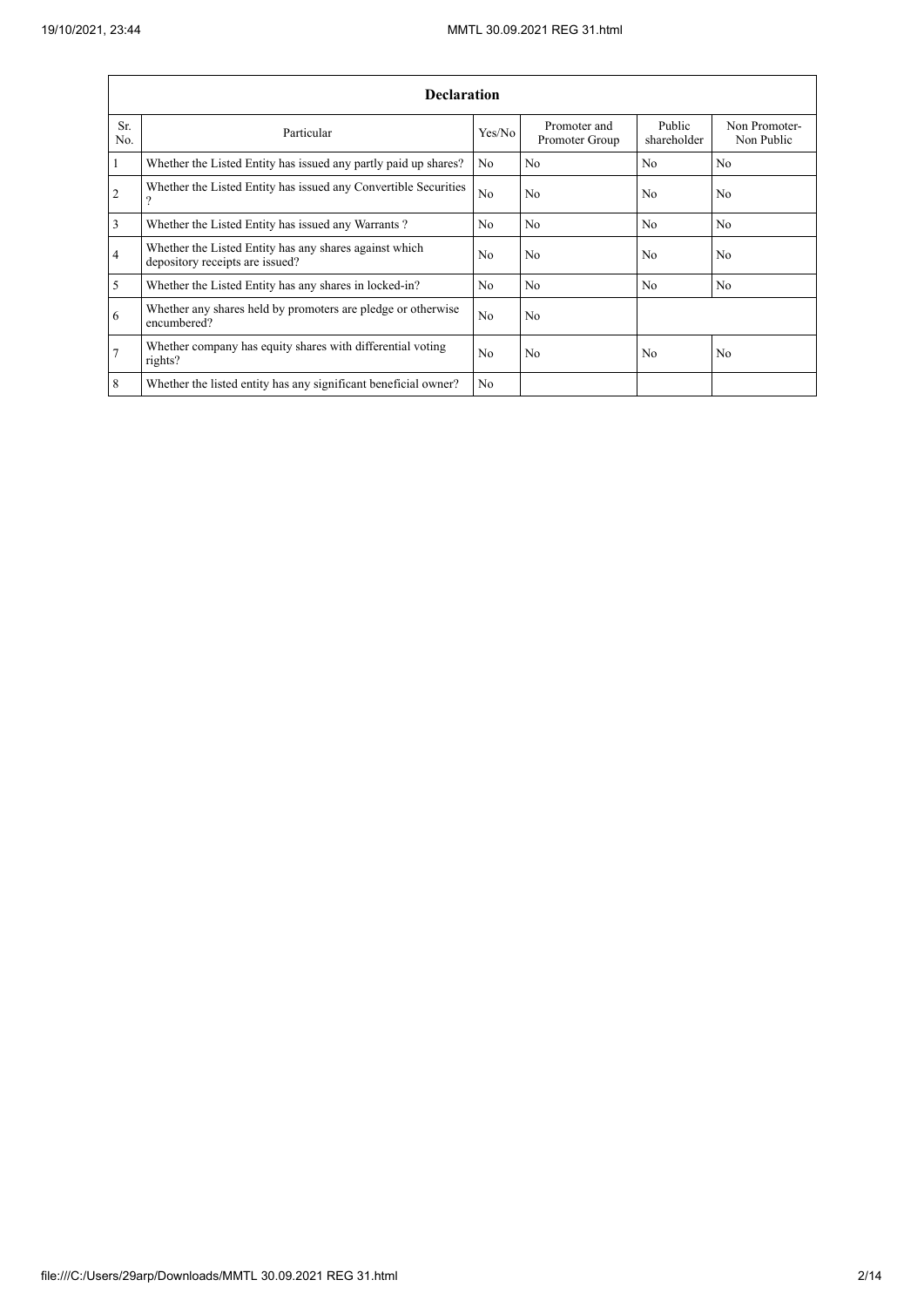| Declaration | | | | | |
|---|---|---|---|---|---|
| Sr. No. | Particular | Yes/No | Promoter and Promoter Group | Public shareholder | Non Promoter- Non Public |
| 1 | Whether the Listed Entity has issued any partly paid up shares? | No | No | No | No |
| 2 | Whether the Listed Entity has issued any Convertible Securities ? | No | No | No | No |
| 3 | Whether the Listed Entity has issued any Warrants ? | No | No | No | No |
| 4 | Whether the Listed Entity has any shares against which depository receipts are issued? | No | No | No | No |
| 5 | Whether the Listed Entity has any shares in locked-in? | No | No | No | No |
| 6 | Whether any shares held by promoters are pledge or otherwise encumbered? | No | No | | |
| 7 | Whether company has equity shares with differential voting rights? | No | No | No | No |
| 8 | Whether the listed entity has any significant beneficial owner? | No | | | |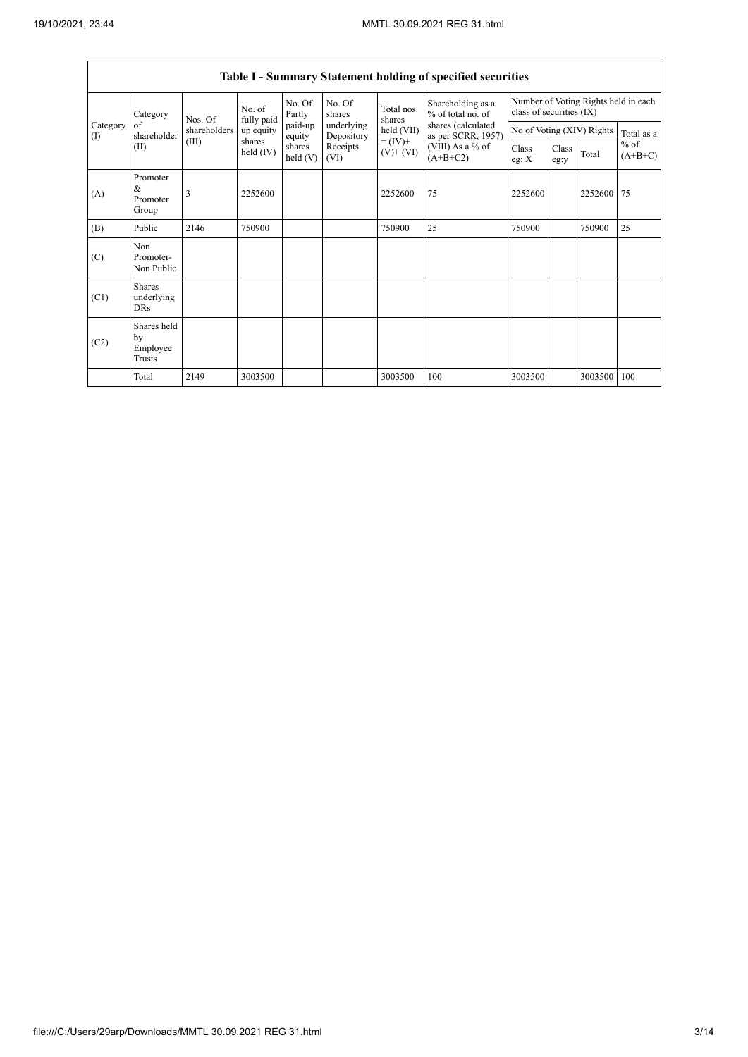| Table I - Summary Statement holding of specified securities | | | | | | | | | | | | |
|---|---|---|---|---|---|---|---|---|---|---|---|---|
| Category (I) | Category of shareholder (II) | Nos. Of shareholders (III) | No. of fully paid up equity shares held (IV) | No. Of Partly paid-up equity shares held (V) | No. Of shares underlying Depository Receipts (VI) | Total nos. shares held (VII) = (IV)+ (V)+ (VI) | Shareholding as a % of total no. of shares (calculated as per SCRR, 1957) (VIII) As a % of (A+B+C2) | Number of Voting Rights held in each class of securities (IX) | | | |
| | | | | | | | | No of Voting (XIV) Rights | | | Total as a % of (A+B+C) |
| | | | | | | | | Class eg: X | Class eg:y | Total | |
| (A) | Promoter & Promoter Group | 3 | 2252600 | | | 2252600 | 75 | 2252600 | | 2252600 | 75 |
| (B) | Public | 2146 | 750900 | | | 750900 | 25 | 750900 | | 750900 | 25 |
| (C) | Non Promoter- Non Public | | | | | | | | | | |
| (C1) | Shares underlying DRs | | | | | | | | | | |
| (C2) | Shares held by Employee Trusts | | | | | | | | | | |
| | Total | 2149 | 3003500 | | | 3003500 | 100 | 3003500 | | 3003500 | 100 |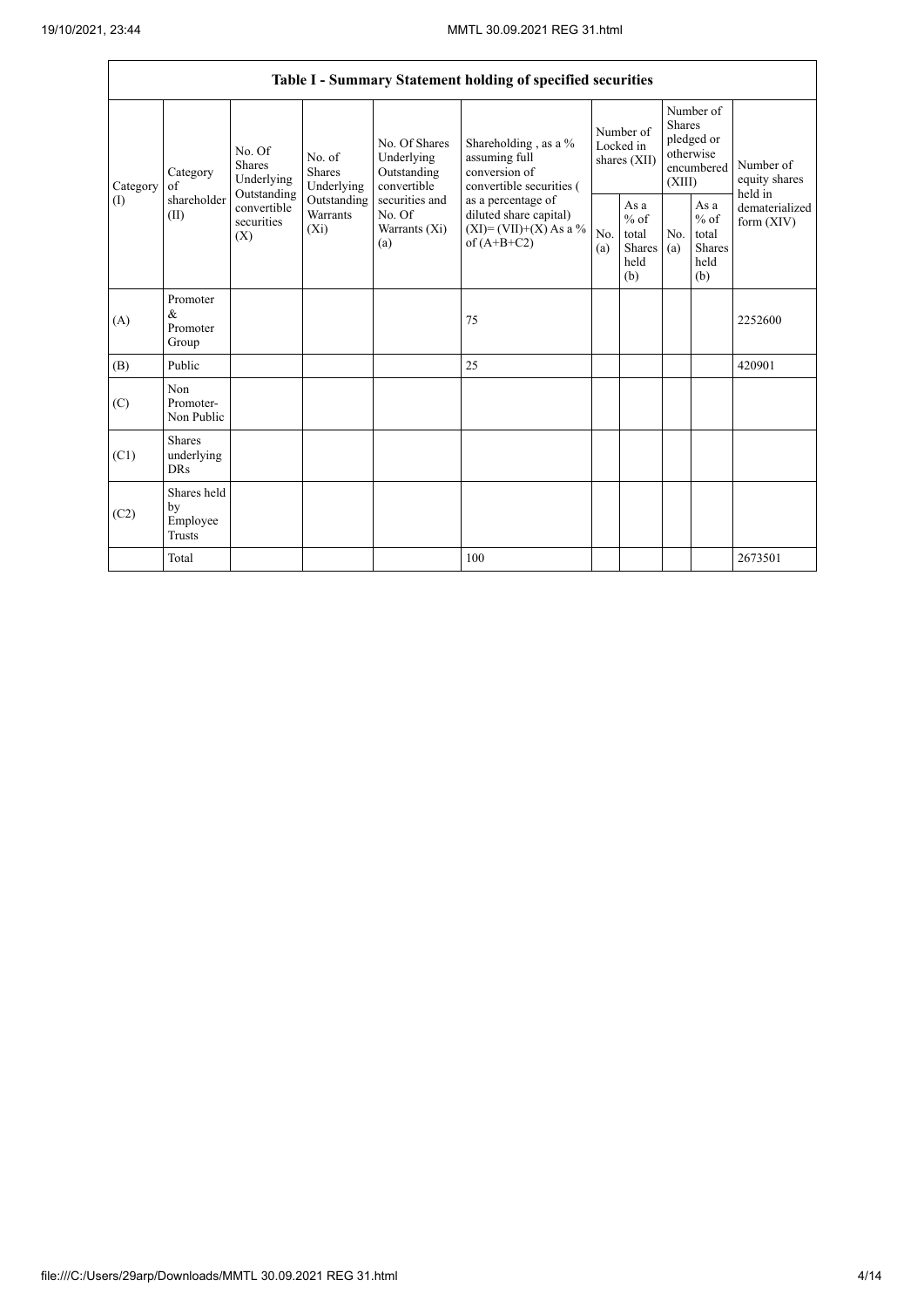| Table I - Summary Statement holding of specified securities | | | | | | | | | | | |
|---|---|---|---|---|---|---|---|---|---|---|---|
| Category (I) | Category of shareholder (II) | No. Of Shares Underlying Outstanding convertible securities (X) | No. of Shares Underlying Outstanding Warrants (Xi) | No. Of Shares Underlying Outstanding convertible securities and No. Of Warrants (Xi) (a) | Shareholding , as a % assuming full conversion of convertible securities ( as a percentage of diluted share capital) (XI)= (VII)+(X) As a % of (A+B+C2) | Number of Locked in shares (XII) | | Number of Shares pledged or otherwise encumbered (XIII) | | Number of equity shares held in dematerialized form (XIV) |
| | | | | | | No. (a) | As a % of total Shares held (b) | No. (a) | As a % of total Shares held (b) | |
| (A) | Promoter & Promoter Group | | | | 75 | | | | | 2252600 |
| (B) | Public | | | | 25 | | | | | 420901 |
| (C) | Non Promoter- Non Public | | | | | | | | | |
| (C1) | Shares underlying DRs | | | | | | | | | |
| (C2) | Shares held by Employee Trusts | | | | | | | | | |
| | Total | | | | 100 | | | | | 2673501 |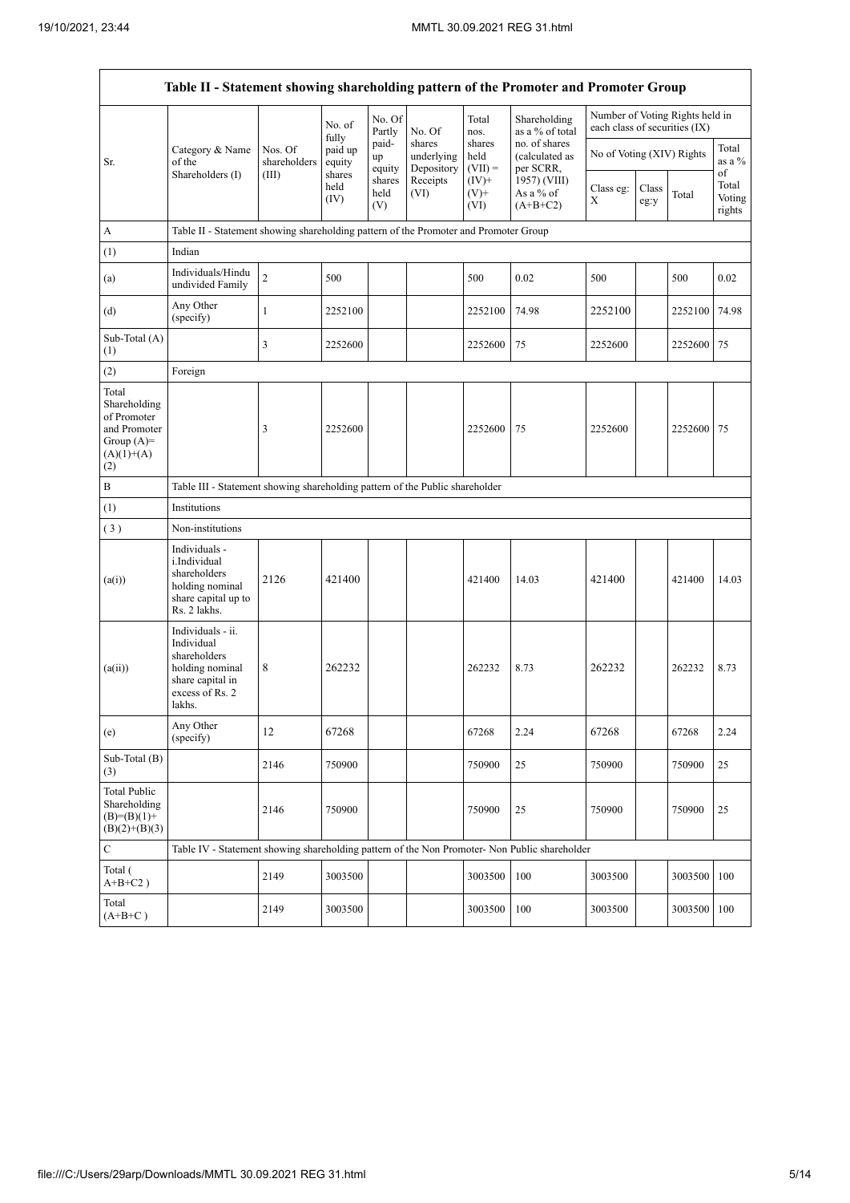| Table II - Statement showing shareholding pattern of the Promoter and Promoter Group | | | | | | | | | | | |
|---|---|---|---|---|---|---|---|---|---|---|---|
| Sr. | Category & Name of the Shareholders (I) | Nos. Of shareholders (III) | No. of fully paid up equity shares held (IV) | No. Of Partly paid-up equity shares held (V) | No. Of shares underlying Depository Receipts (VI) | Total nos. shares held (VII) = (IV)+ (V)+ (VI) | Shareholding as a % of total no. of shares (calculated as per SCRR, 1957) (VIII) As a % of (A+B+C2) | Number of Voting Rights held in each class of securities (IX) | | | |
| | | | | | | | | No of Voting (XIV) Rights | | | Total as a % of Total Voting rights |
| | | | | | | | | Class eg: X | Class eg:y | Total | |
| A | Table II - Statement showing shareholding pattern of the Promoter and Promoter Group | | | | | | | | | | |
| (1) | Indian | | | | | | | | | | |
| (a) | Individuals/Hindu undivided Family | 2 | 500 | | | 500 | 0.02 | 500 | | 500 | 0.02 |
| (d) | Any Other (specify) | 1 | 2252100 | | | 2252100 | 74.98 | 2252100 | | 2252100 | 74.98 |
| Sub-Total (A) (1) | | 3 | 2252600 | | | 2252600 | 75 | 2252600 | | 2252600 | 75 |
| (2) | Foreign | | | | | | | | | | |
| Total Shareholding of Promoter and Promoter Group (A)= (A)(1)+(A) (2) | | 3 | 2252600 | | | 2252600 | 75 | 2252600 | | 2252600 | 75 |
| B | Table III - Statement showing shareholding pattern of the Public shareholder | | | | | | | | | | |
| (1) | Institutions | | | | | | | | | | |
| (3) | Non-institutions | | | | | | | | | | |
| (a(i)) | Individuals - i.Individual shareholders holding nominal share capital up to Rs. 2 lakhs. | 2126 | 421400 | | | 421400 | 14.03 | 421400 | | 421400 | 14.03 |
| (a(ii)) | Individuals - ii. Individual shareholders holding nominal share capital in excess of Rs. 2 lakhs. | 8 | 262232 | | | 262232 | 8.73 | 262232 | | 262232 | 8.73 |
| (e) | Any Other (specify) | 12 | 67268 | | | 67268 | 2.24 | 67268 | | 67268 | 2.24 |
| Sub-Total (B) (3) | | 2146 | 750900 | | | 750900 | 25 | 750900 | | 750900 | 25 |
| Total Public Shareholding (B)=(B)(1)+ (B)(2)+(B)(3) | | 2146 | 750900 | | | 750900 | 25 | 750900 | | 750900 | 25 |
| C | Table IV - Statement showing shareholding pattern of the Non Promoter- Non Public shareholder | | | | | | | | | | |
| Total ( A+B+C2 ) | | 2149 | 3003500 | | | 3003500 | 100 | 3003500 | | 3003500 | 100 |
| Total (A+B+C ) | | 2149 | 3003500 | | | 3003500 | 100 | 3003500 | | 3003500 | 100 |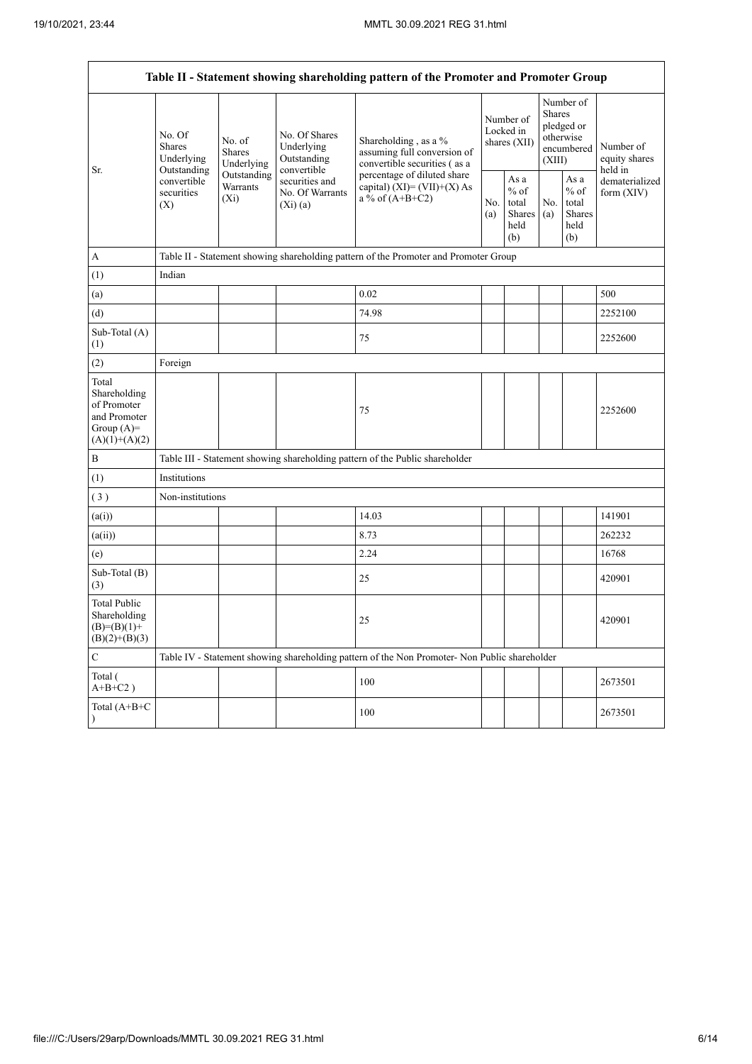| Table II - Statement showing shareholding pattern of the Promoter and Promoter Group | | | | | | | | | |
|---|---|---|---|---|---|---|---|---|---|
| Sr. | No. Of Shares Underlying Outstanding convertible securities (X) | No. of Shares Underlying Outstanding Warrants (Xi) | No. Of Shares Underlying Outstanding convertible securities and No. Of Warrants (Xi) (a) | Shareholding , as a % assuming full conversion of convertible securities ( as a percentage of diluted share capital) (XI)= (VII)+(X) As a % of (A+B+C2) | Number of Locked in shares (XII) | | Number of Shares pledged or otherwise encumbered (XIII) | | Number of equity shares held in dematerialized form (XIV) |
| | | | | | No. (a) | As a % of total Shares held (b) | No. (a) | As a % of total Shares held (b) | |
| A | Table II - Statement showing shareholding pattern of the Promoter and Promoter Group | | | | | | | | |
| (1) | Indian | | | | | | | | |
| (a) | | | | 0.02 | | | | | 500 |
| (d) | | | | 74.98 | | | | | 2252100 |
| Sub-Total (A) (1) | | | | 75 | | | | | 2252600 |
| (2) | Foreign | | | | | | | | |
| Total Shareholding of Promoter and Promoter Group (A)= (A)(1)+(A)(2) | | | | 75 | | | | | 2252600 |
| B | Table III - Statement showing shareholding pattern of the Public shareholder | | | | | | | | |
| (1) | Institutions | | | | | | | | |
| ( 3 ) | Non-institutions | | | | | | | | |
| (a(i)) | | | | 14.03 | | | | | 141901 |
| (a(ii)) | | | | 8.73 | | | | | 262232 |
| (e) | | | | 2.24 | | | | | 16768 |
| Sub-Total (B) (3) | | | | 25 | | | | | 420901 |
| Total Public Shareholding (B)=(B)(1)+ (B)(2)+(B)(3) | | | | 25 | | | | | 420901 |
| C | Table IV - Statement showing shareholding pattern of the Non Promoter- Non Public shareholder | | | | | | | | |
| Total ( A+B+C2 ) | | | | 100 | | | | | 2673501 |
| Total (A+B+C ) | | | | 100 | | | | | 2673501 |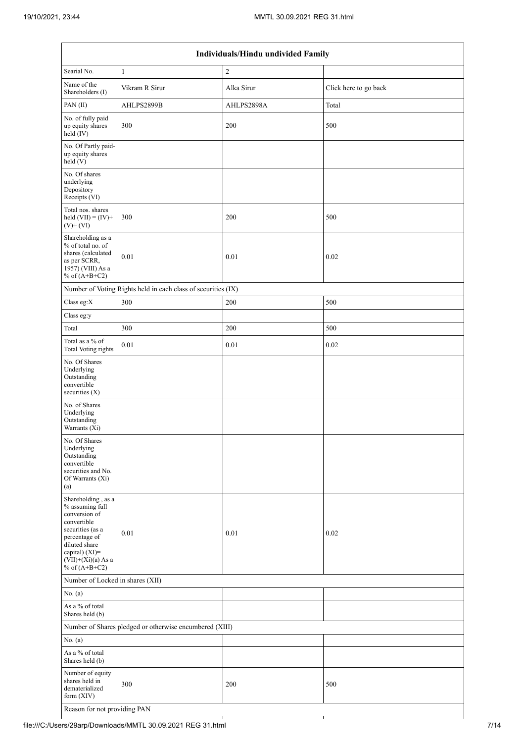| Individuals/Hindu undivided Family | | | |
|---|---|---|---|
| Searial No. | 1 | 2 | |
| Name of the Shareholders (I) | Vikram R Sirur | Alka Sirur | Click here to go back |
| PAN (II) | AHLPS2899B | AHLPS2898A | Total |
| No. of fully paid up equity shares held (IV) | 300 | 200 | 500 |
| No. Of Partly paid-up equity shares held (V) | | | |
| No. Of shares underlying Depository Receipts (VI) | | | |
| Total nos. shares held (VII) = (IV)+ (V)+ (VI) | 300 | 200 | 500 |
| Shareholding as a % of total no. of shares (calculated as per SCRR, 1957) (VIII) As a % of (A+B+C2) | 0.01 | 0.01 | 0.02 |
| Number of Voting Rights held in each class of securities (IX) | | | |
| Class eg:X | 300 | 200 | 500 |
| Class eg:y | | | |
| Total | 300 | 200 | 500 |
| Total as a % of Total Voting rights | 0.01 | 0.01 | 0.02 |
| No. Of Shares Underlying Outstanding convertible securities (X) | | | |
| No. of Shares Underlying Outstanding Warrants (Xi) | | | |
| No. Of Shares Underlying Outstanding convertible securities and No. Of Warrants (Xi) (a) | | | |
| Shareholding , as a % assuming full conversion of convertible securities (as a percentage of diluted share capital) (XI)= (VII)+(Xi)(a) As a % of (A+B+C2) | 0.01 | 0.01 | 0.02 |
| Number of Locked in shares (XII) | | | |
| No. (a) | | | |
| As a % of total Shares held (b) | | | |
| Number of Shares pledged or otherwise encumbered (XIII) | | | |
| No. (a) | | | |
| As a % of total Shares held (b) | | | |
| Number of equity shares held in dematerialized form (XIV) | 300 | 200 | 500 |
| Reason for not providing PAN | | | |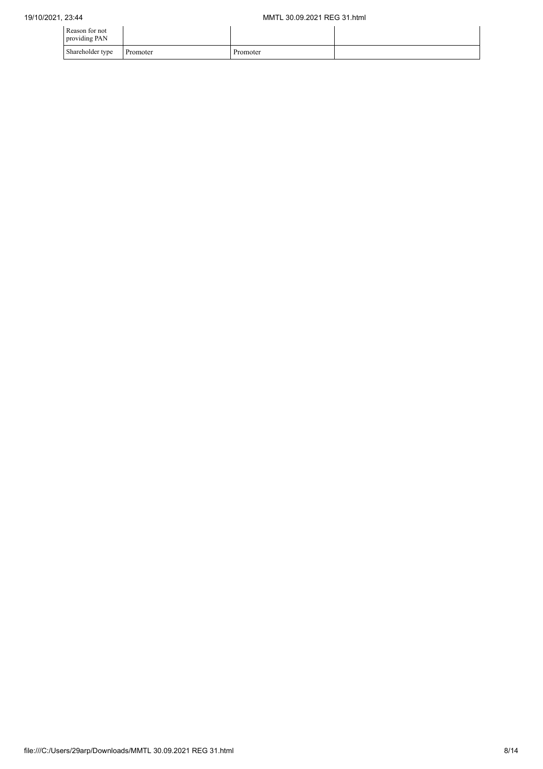| Reason for not providing PAN | | | |
|---|---|---|---|
| Shareholder type | Promoter | Promoter | |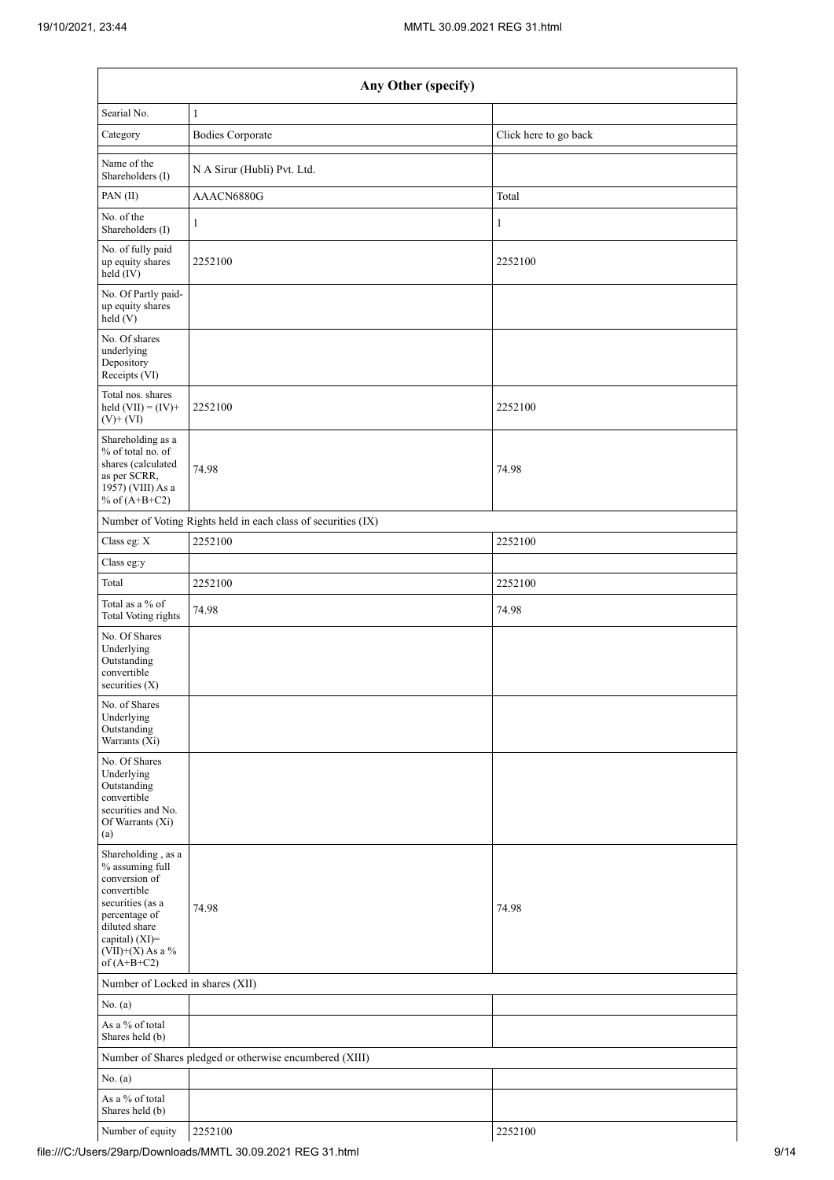| Any Other (specify) | | |
|---|---|---|
| Searial No. | 1 | |
| Category | Bodies Corporate | Click here to go back |
| Name of the Shareholders (I) | N A Sirur (Hubli) Pvt. Ltd. | |
| PAN (II) | AAACN6880G | Total |
| No. of the Shareholders (I) | 1 | 1 |
| No. of fully paid up equity shares held (IV) | 2252100 | 2252100 |
| No. Of Partly paid-up equity shares held (V) | | |
| No. Of shares underlying Depository Receipts (VI) | | |
| Total nos. shares held (VII) = (IV)+ (V)+ (VI) | 2252100 | 2252100 |
| Shareholding as a % of total no. of shares (calculated as per SCRR, 1957) (VIII) As a % of (A+B+C2) | 74.98 | 74.98 |
| Number of Voting Rights held in each class of securities (IX) | | |
| Class eg: X | 2252100 | 2252100 |
| Class eg:y | | |
| Total | 2252100 | 2252100 |
| Total as a % of Total Voting rights | 74.98 | 74.98 |
| No. Of Shares Underlying Outstanding convertible securities (X) | | |
| No. of Shares Underlying Outstanding Warrants (Xi) | | |
| No. Of Shares Underlying Outstanding convertible securities and No. Of Warrants (Xi) (a) | | |
| Shareholding , as a % assuming full conversion of convertible securities (as a percentage of diluted share capital) (XI)= (VII)+(X) As a % of (A+B+C2) | 74.98 | 74.98 |
| Number of Locked in shares (XII) | | |
| No. (a) | | |
| As a % of total Shares held (b) | | |
| Number of Shares pledged or otherwise encumbered (XIII) | | |
| No. (a) | | |
| As a % of total Shares held (b) | | |
| Number of equity | 2252100 | 2252100 |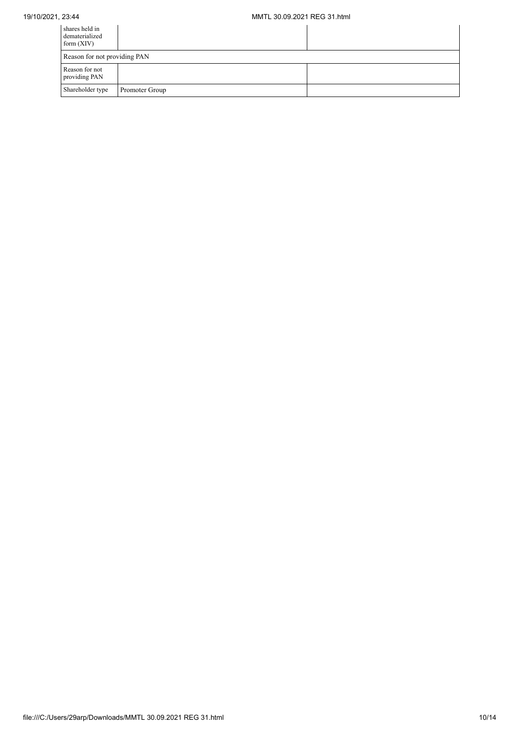| | | |
|---|---|---|
| shares held in dematerialized form (XIV) | | |
| Reason for not providing PAN | | |
| Reason for not providing PAN | | |
| Shareholder type | Promoter Group | |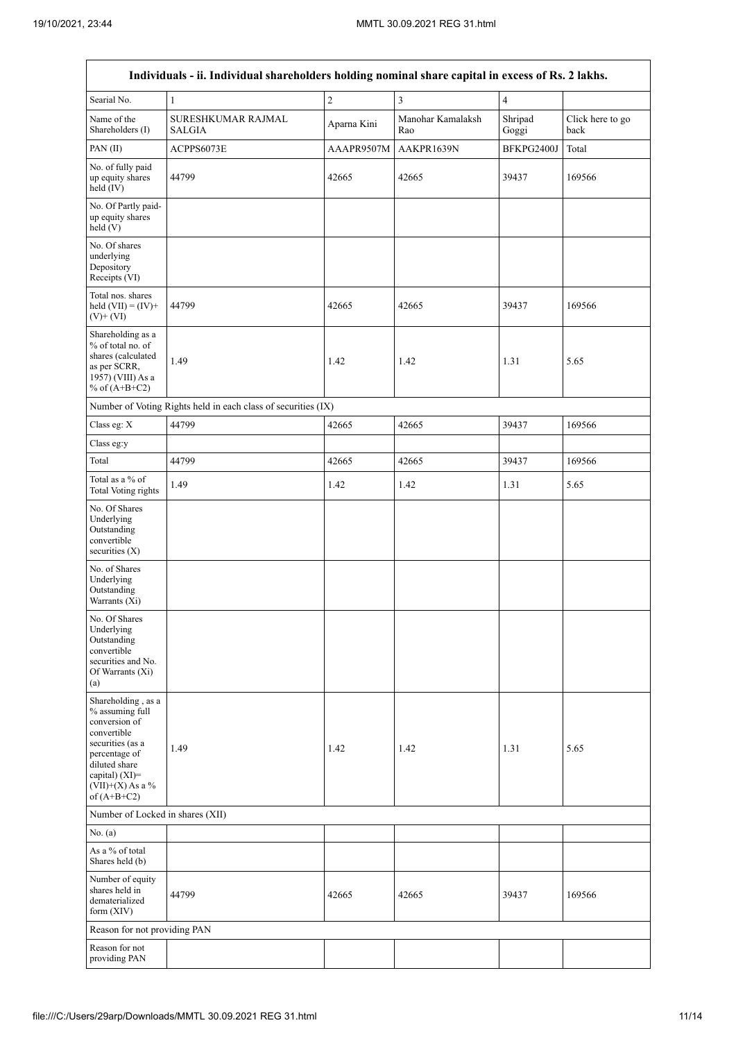| Individuals - ii. Individual shareholders holding nominal share capital in excess of Rs. 2 lakhs. | | | | | |
|---|---|---|---|---|---|
| Searial No. | 1 | 2 | 3 | 4 | |
| Name of the Shareholders (I) | SURESHKUMAR RAJMAL SALGIA | Aparna Kini | Manohar Kamalaksh Rao | Shripad Goggi | Click here to go back |
| PAN (II) | ACPPS6073E | AAAPR9507M | AAKPR1639N | BFKPG2400J | Total |
| No. of fully paid up equity shares held (IV) | 44799 | 42665 | 42665 | 39437 | 169566 |
| No. Of Partly paid-up equity shares held (V) | | | | | |
| No. Of shares underlying Depository Receipts (VI) | | | | | |
| Total nos. shares held (VII) = (IV)+ (V)+ (VI) | 44799 | 42665 | 42665 | 39437 | 169566 |
| Shareholding as a % of total no. of shares (calculated as per SCRR, 1957) (VIII) As a % of (A+B+C2) | 1.49 | 1.42 | 1.42 | 1.31 | 5.65 |
| Number of Voting Rights held in each class of securities (IX) | | | | | |
| Class eg: X | 44799 | 42665 | 42665 | 39437 | 169566 |
| Class eg:y | | | | | |
| Total | 44799 | 42665 | 42665 | 39437 | 169566 |
| Total as a % of Total Voting rights | 1.49 | 1.42 | 1.42 | 1.31 | 5.65 |
| No. Of Shares Underlying Outstanding convertible securities (X) | | | | | |
| No. of Shares Underlying Outstanding Warrants (Xi) | | | | | |
| No. Of Shares Underlying Outstanding convertible securities and No. Of Warrants (Xi) (a) | | | | | |
| Shareholding , as a % assuming full conversion of convertible securities (as a percentage of diluted share capital) (XI)= (VII)+(X) As a % of (A+B+C2) | 1.49 | 1.42 | 1.42 | 1.31 | 5.65 |
| Number of Locked in shares (XII) | | | | | |
| No. (a) | | | | | |
| As a % of total Shares held (b) | | | | | |
| Number of equity shares held in dematerialized form (XIV) | 44799 | 42665 | 42665 | 39437 | 169566 |
| Reason for not providing PAN | | | | | |
| Reason for not providing PAN | | | | | |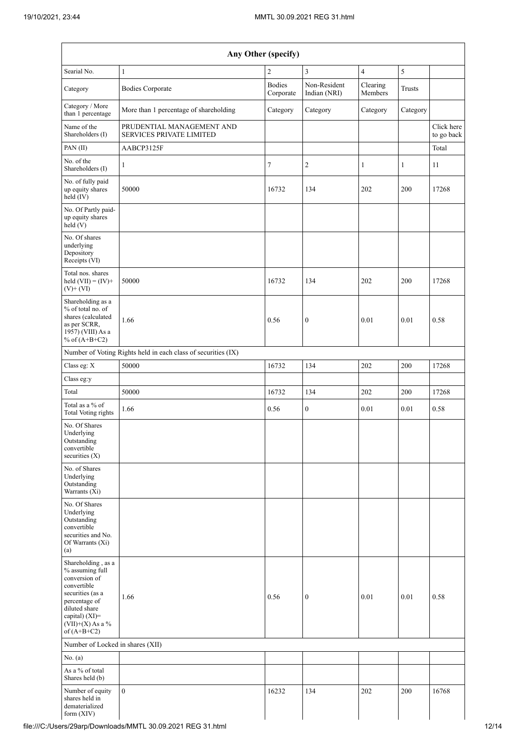| Any Other (specify) | | | | | | |
|---|---|---|---|---|---|---|
| Searial No. | 1 | 2 | 3 | 4 | 5 | |
| Category | Bodies Corporate | Bodies Corporate | Non-Resident Indian (NRI) | Clearing Members | Trusts | |
| Category / More than 1 percentage | More than 1 percentage of shareholding | Category | Category | Category | Category | |
| Name of the Shareholders (I) | PRUDENTIAL MANAGEMENT AND SERVICES PRIVATE LIMITED | | | | | Click here to go back |
| PAN (II) | AABCP3125F | | | | | Total |
| No. of the Shareholders (I) | 1 | 7 | 2 | 1 | 1 | 11 |
| No. of fully paid up equity shares held (IV) | 50000 | 16732 | 134 | 202 | 200 | 17268 |
| No. Of Partly paid-up equity shares held (V) | | | | | | |
| No. Of shares underlying Depository Receipts (VI) | | | | | | |
| Total nos. shares held (VII) = (IV)+(V)+ (VI) | 50000 | 16732 | 134 | 202 | 200 | 17268 |
| Shareholding as a % of total no. of shares (calculated as per SCRR, 1957) (VIII) As a % of (A+B+C2) | 1.66 | 0.56 | 0 | 0.01 | 0.01 | 0.58 |
| Number of Voting Rights held in each class of securities (IX) | | | | | | |
| Class eg: X | 50000 | 16732 | 134 | 202 | 200 | 17268 |
| Class eg:y | | | | | | |
| Total | 50000 | 16732 | 134 | 202 | 200 | 17268 |
| Total as a % of Total Voting rights | 1.66 | 0.56 | 0 | 0.01 | 0.01 | 0.58 |
| No. Of Shares Underlying Outstanding convertible securities (X) | | | | | | |
| No. of Shares Underlying Outstanding Warrants (Xi) | | | | | | |
| No. Of Shares Underlying Outstanding convertible securities and No. Of Warrants (Xi) (a) | | | | | | |
| Shareholding , as a % assuming full conversion of convertible securities (as a percentage of diluted share capital) (XI)= (VII)+(X) As a % of (A+B+C2) | 1.66 | 0.56 | 0 | 0.01 | 0.01 | 0.58 |
| Number of Locked in shares (XII) | | | | | | |
| No. (a) | | | | | | |
| As a % of total Shares held (b) | | | | | | |
| Number of equity shares held in dematerialized form (XIV) | 0 | 16232 | 134 | 202 | 200 | 16768 |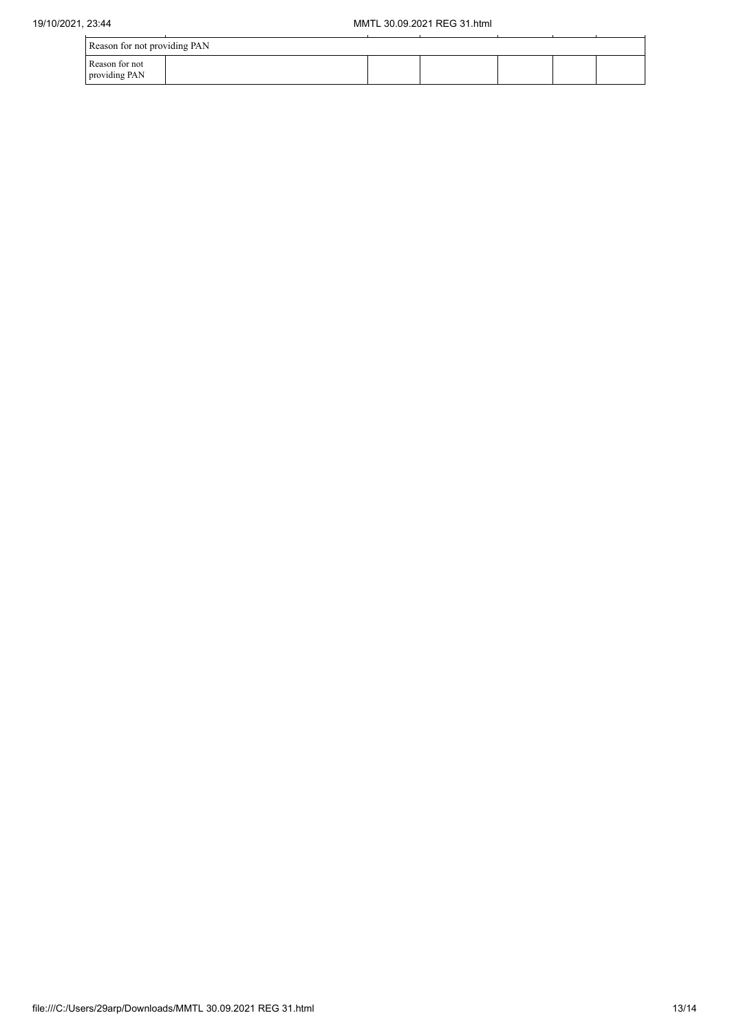| Reason for not providing PAN | | | | | | |
|---|---|---|---|---|---|---|
| Reason for not providing PAN | | | | | | |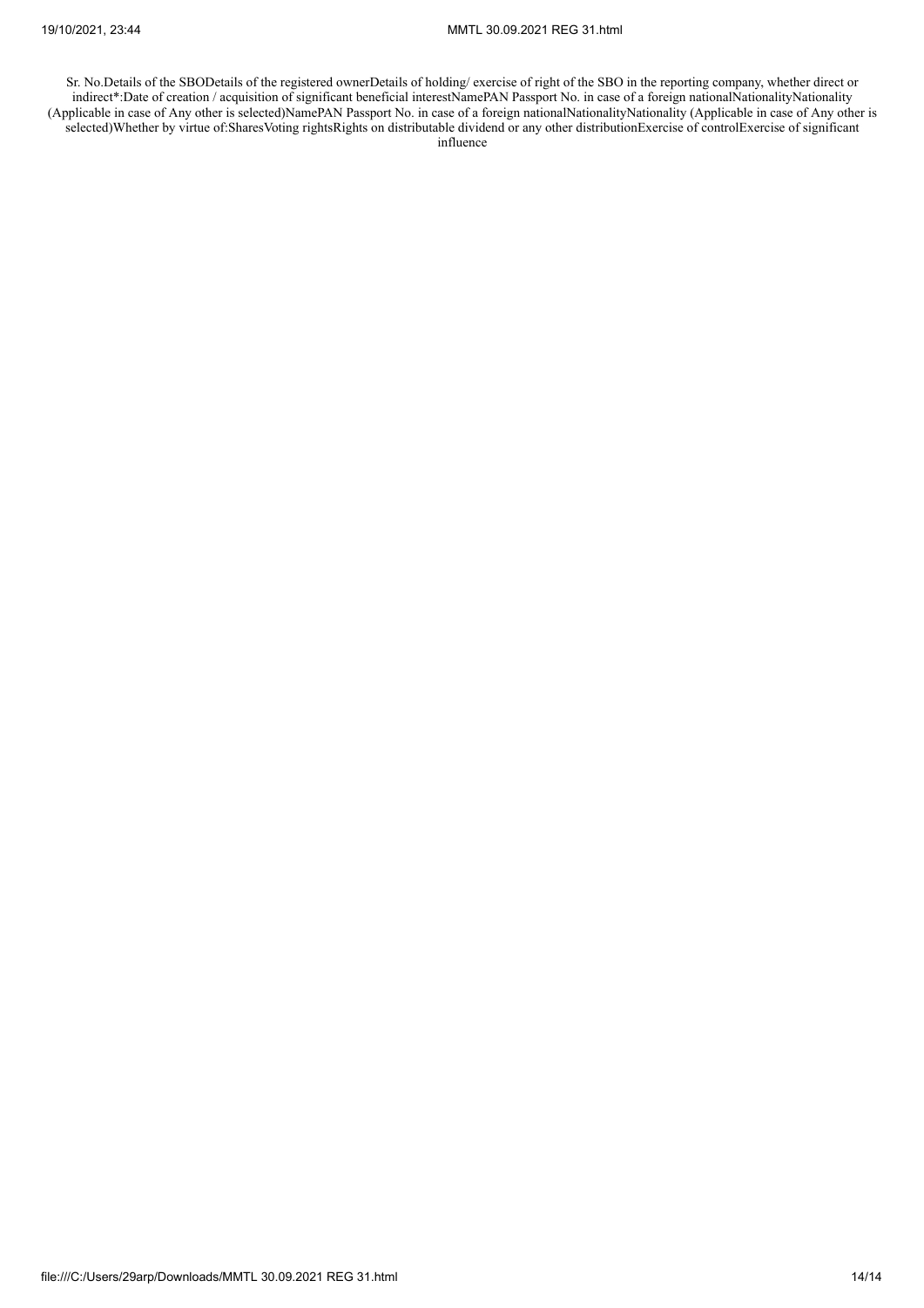Sr. No.Details of the SBODetails of the registered ownerDetails of holding/ exercise of right of the SBO in the reporting company, whether direct or indirect*:Date of creation / acquisition of significant beneficial interestNamePAN Passport No. in case of a foreign nationalNationalityNationality (Applicable in case of Any other is selected)NamePAN Passport No. in case of a foreign nationalNationalityNationality (Applicable in case of Any other is selected)Whether by virtue of:SharesVoting rightsRights on distributable dividend or any other distributionExercise of controlExercise of significant influence